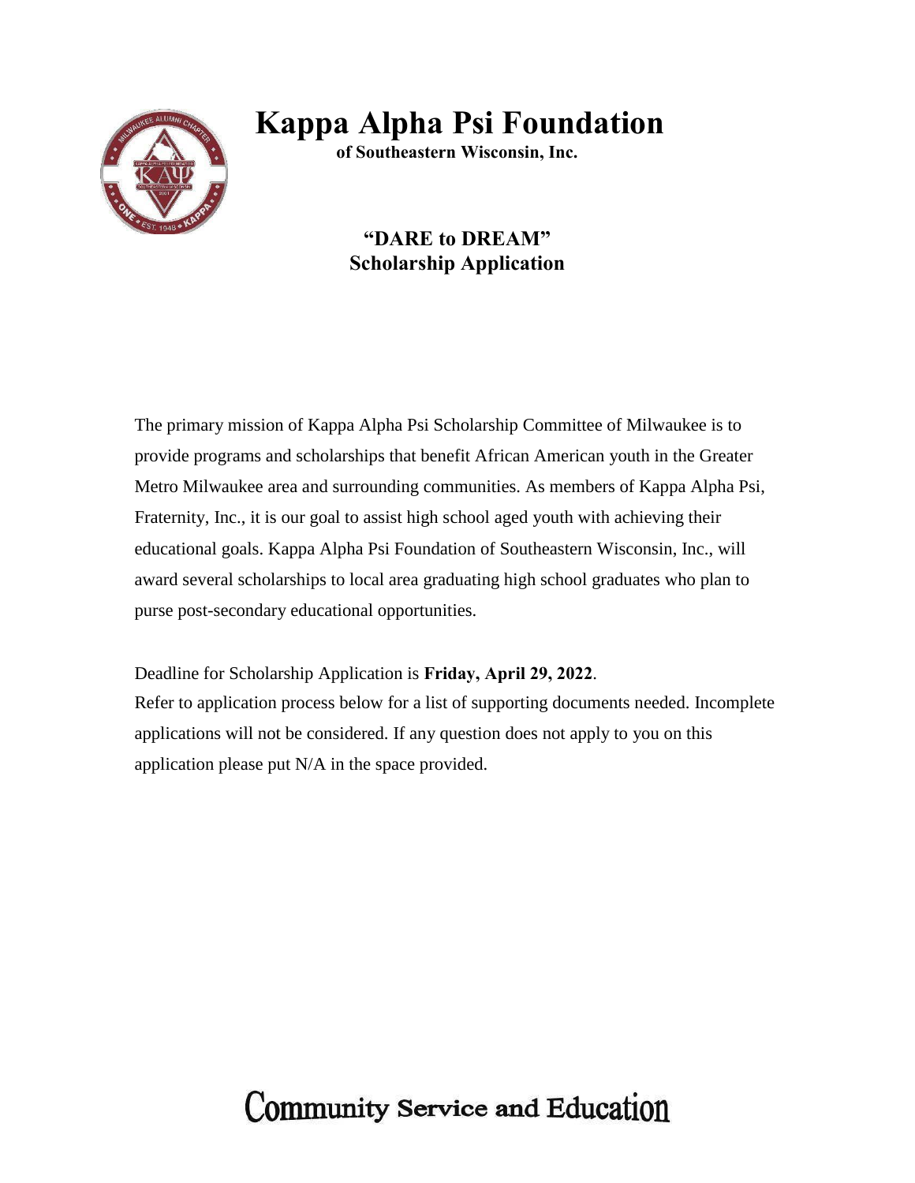# Kappa Alpha Psi Foundation

**of Southeastern Wisconsin, Inc.**

## "DARE to DREAM" Scholarship Application

The primary mission of Kappa Alpha Psi Scholarship Committee of Milwaukee is to provide programs and scholarships that benefit African American youth in the Greater Metro Milwaukee area and surrounding communities. As members of Kappa Alpha Psi, Fraternity, Inc., it is our goal to assist high school aged youth with achieving their educational goals. Kappa Alpha Psi Foundation of Southeastern Wisconsin, Inc., will award several scholarships to local area graduating high school graduates who plan to purse post-secondary educational opportunities.

Deadline for Scholarship Application is **Friday, April 29, 2022**.
Refer to application process below for a list of supporting documents needed. Incomplete applications will not be considered. If any question does not apply to you on this application please put N/A in the space provided.

Community Service and Education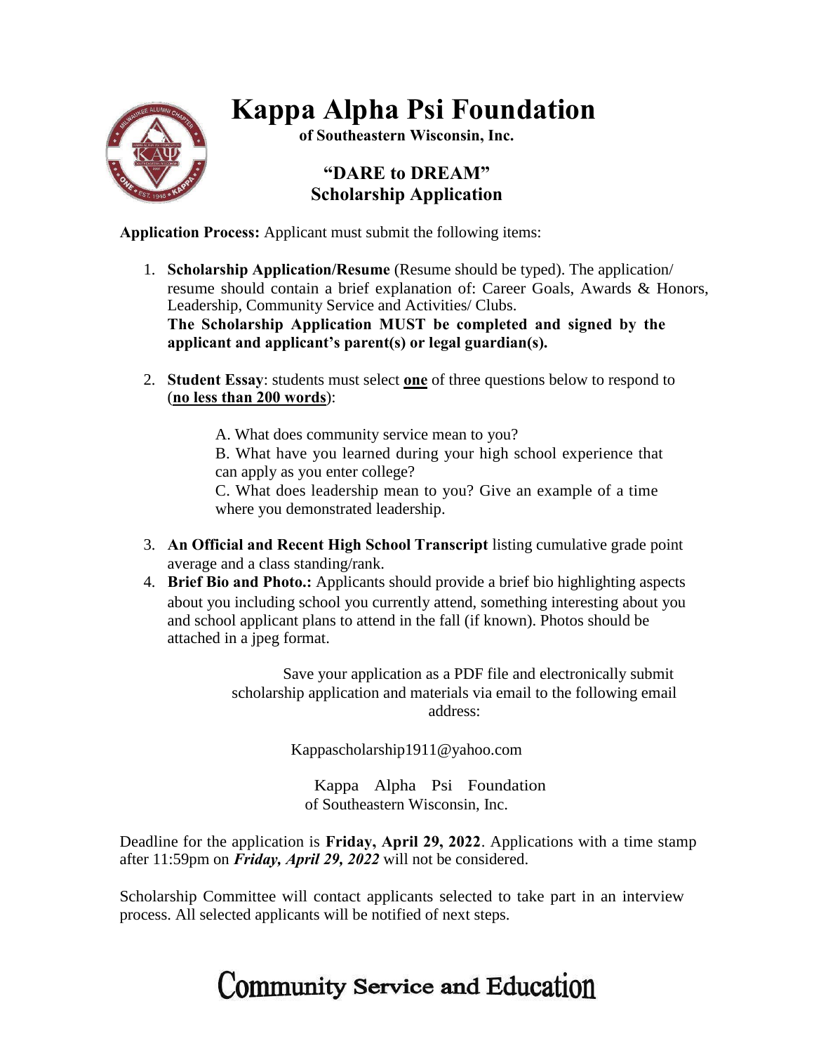# Kappa Alpha Psi Foundation

**of Southeastern Wisconsin, Inc.**

## "DARE to DREAM" Scholarship Application

**Application Process:** Applicant must submit the following items:

1. **Scholarship Application/Resume** (Resume should be typed). The application/ resume should contain a brief explanation of: Career Goals, Awards & Honors, Leadership, Community Service and Activities/ Clubs.
   **The Scholarship Application MUST be completed and signed by the applicant and applicant's parent(s) or legal guardian(s).**

2. **Student Essay**: students must select **<u>one</u>** of three questions below to respond to (**<u>no less than 200 words</u>**):

   A. What does community service mean to you?
   B. What have you learned during your high school experience that can apply as you enter college?
   C. What does leadership mean to you? Give an example of a time where you demonstrated leadership.

3. **An Official and Recent High School Transcript** listing cumulative grade point average and a class standing/rank.
4. **Brief Bio and Photo.:** Applicants should provide a brief bio highlighting aspects about you including school you currently attend, something interesting about you and school applicant plans to attend in the fall (if known). Photos should be attached in a jpeg format.

Save your application as a PDF file and electronically submit scholarship application and materials via email to the following email address:

Kappascholarship1911@yahoo.com

Kappa Alpha Psi Foundation
of Southeastern Wisconsin, Inc.

Deadline for the application is **Friday, April 29, 2022**. Applications with a time stamp after 11:59pm on ***Friday, April 29, 2022*** will not be considered.

Scholarship Committee will contact applicants selected to take part in an interview process. All selected applicants will be notified of next steps.

Community Service and Education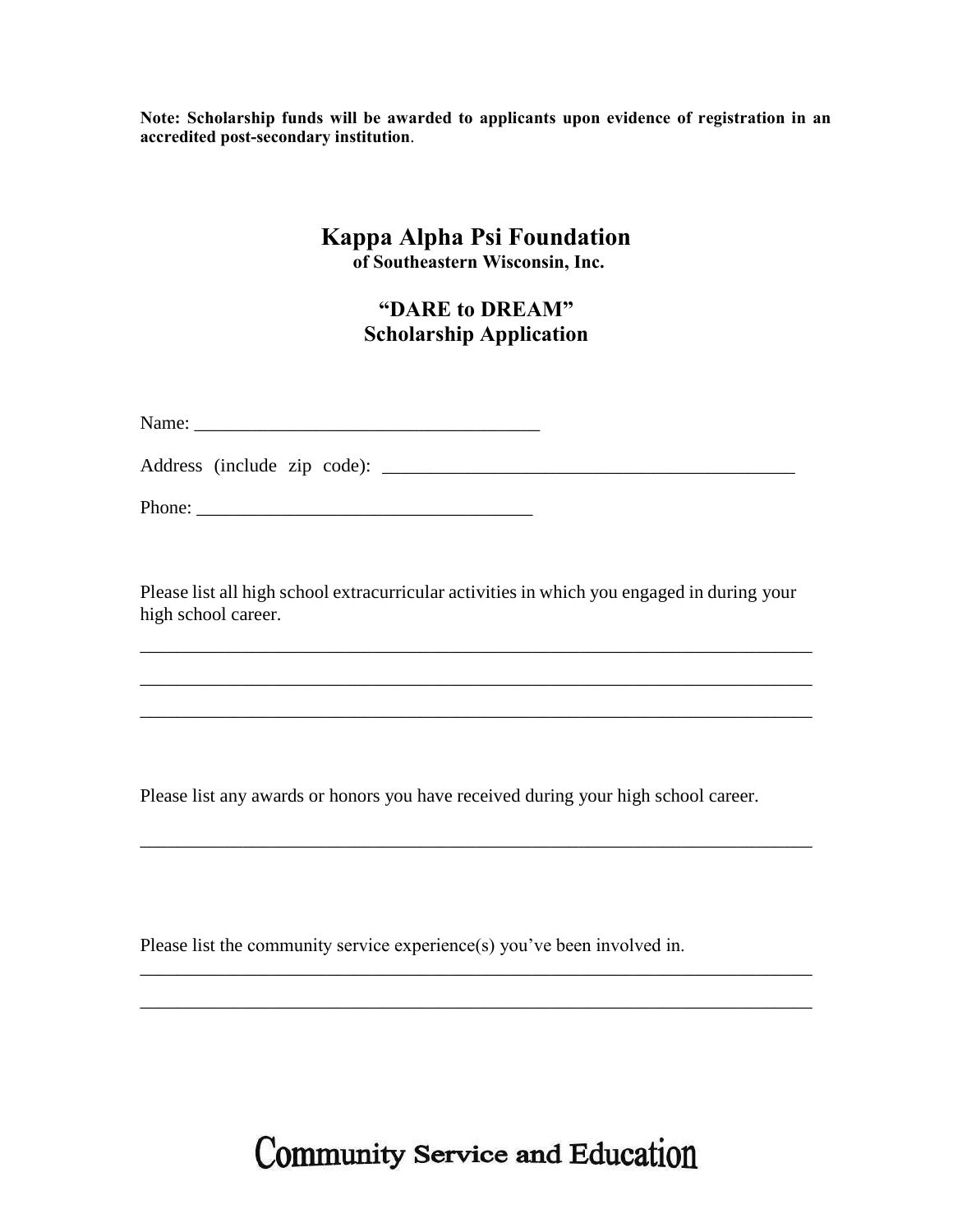**Note: Scholarship funds will be awarded to applicants upon evidence of registration in an accredited post-secondary institution**.

# Kappa Alpha Psi Foundation

**of Southeastern Wisconsin, Inc.**

## "DARE to DREAM"
## Scholarship Application

Name: ____________________________________

Address (include zip code): ____________________________________________

Phone: ___________________________________

Please list all high school extracurricular activities in which you engaged in during your high school career.

_________________________________________________________________________

_________________________________________________________________________

_________________________________________________________________________

Please list any awards or honors you have received during your high school career.

_________________________________________________________________________

Please list the community service experience(s) you've been involved in.

_________________________________________________________________________

_________________________________________________________________________

Community Service and Education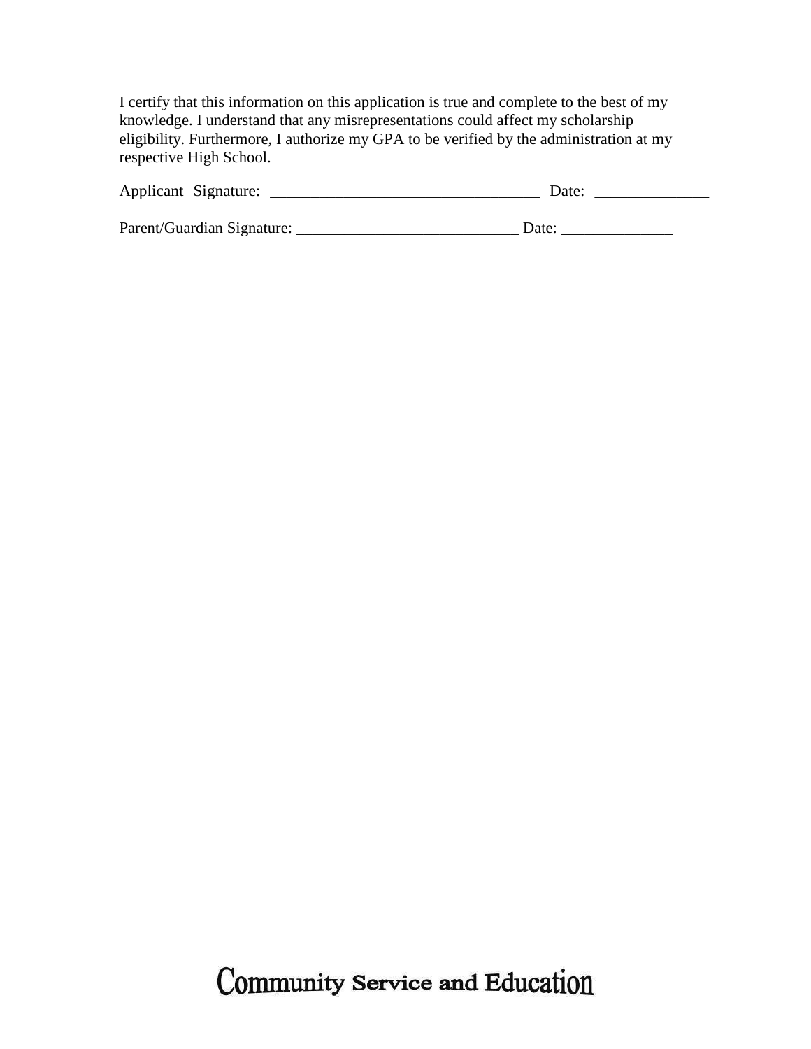I certify that this information on this application is true and complete to the best of my knowledge. I understand that any misrepresentations could affect my scholarship eligibility. Furthermore, I authorize my GPA to be verified by the administration at my respective High School.

Applicant Signature: _________________________________ Date: ______________

Parent/Guardian Signature: ____________________________ Date: ______________